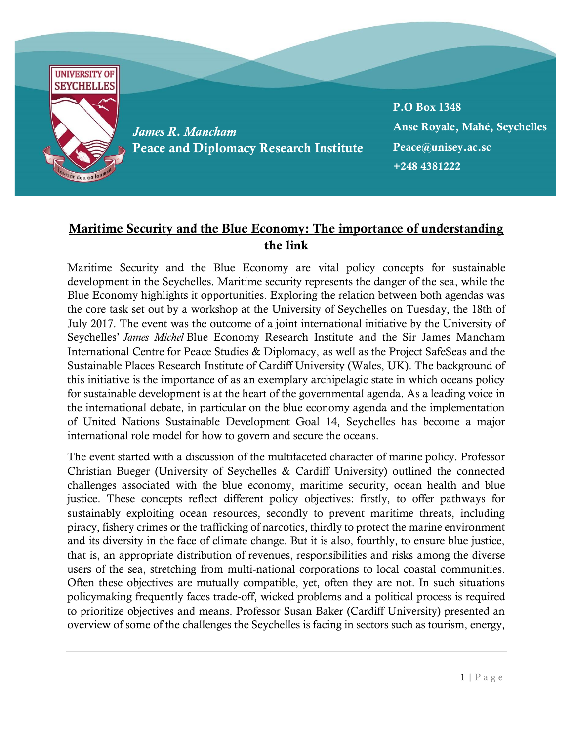*James R. Mancham*
**Peace and Diplomacy Research Institute**

**P.O Box 1348**
**Anse Royale, Mahé, Seychelles**
**Peace@unisey.ac.sc**
**+248 4381222**

# Maritime Security and the Blue Economy: The importance of understanding the link

Maritime Security and the Blue Economy are vital policy concepts for sustainable development in the Seychelles. Maritime security represents the danger of the sea, while the Blue Economy highlights it opportunities. Exploring the relation between both agendas was the core task set out by a workshop at the University of Seychelles on Tuesday, the 18th of July 2017. The event was the outcome of a joint international initiative by the University of Seychelles' *James Michel* Blue Economy Research Institute and the Sir James Mancham International Centre for Peace Studies & Diplomacy, as well as the Project SafeSeas and the Sustainable Places Research Institute of Cardiff University (Wales, UK). The background of this initiative is the importance of as an exemplary archipelagic state in which oceans policy for sustainable development is at the heart of the governmental agenda. As a leading voice in the international debate, in particular on the blue economy agenda and the implementation of United Nations Sustainable Development Goal 14, Seychelles has become a major international role model for how to govern and secure the oceans.

The event started with a discussion of the multifaceted character of marine policy. Professor Christian Bueger (University of Seychelles & Cardiff University) outlined the connected challenges associated with the blue economy, maritime security, ocean health and blue justice. These concepts reflect different policy objectives: firstly, to offer pathways for sustainably exploiting ocean resources, secondly to prevent maritime threats, including piracy, fishery crimes or the trafficking of narcotics, thirdly to protect the marine environment and its diversity in the face of climate change. But it is also, fourthly, to ensure blue justice, that is, an appropriate distribution of revenues, responsibilities and risks among the diverse users of the sea, stretching from multi-national corporations to local coastal communities. Often these objectives are mutually compatible, yet, often they are not. In such situations policymaking frequently faces trade-off, wicked problems and a political process is required to prioritize objectives and means. Professor Susan Baker (Cardiff University) presented an overview of some of the challenges the Seychelles is facing in sectors such as tourism, energy,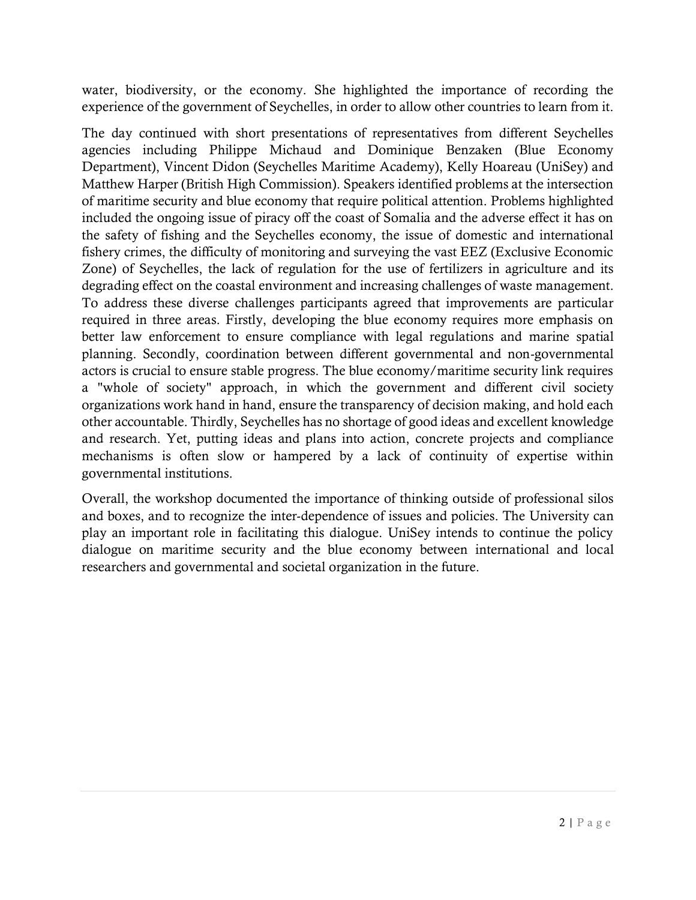water, biodiversity, or the economy. She highlighted the importance of recording the experience of the government of Seychelles, in order to allow other countries to learn from it.

The day continued with short presentations of representatives from different Seychelles agencies including Philippe Michaud and Dominique Benzaken (Blue Economy Department), Vincent Didon (Seychelles Maritime Academy), Kelly Hoareau (UniSey) and Matthew Harper (British High Commission). Speakers identified problems at the intersection of maritime security and blue economy that require political attention. Problems highlighted included the ongoing issue of piracy off the coast of Somalia and the adverse effect it has on the safety of fishing and the Seychelles economy, the issue of domestic and international fishery crimes, the difficulty of monitoring and surveying the vast EEZ (Exclusive Economic Zone) of Seychelles, the lack of regulation for the use of fertilizers in agriculture and its degrading effect on the coastal environment and increasing challenges of waste management. To address these diverse challenges participants agreed that improvements are particular required in three areas. Firstly, developing the blue economy requires more emphasis on better law enforcement to ensure compliance with legal regulations and marine spatial planning. Secondly, coordination between different governmental and non-governmental actors is crucial to ensure stable progress. The blue economy/maritime security link requires a "whole of society" approach, in which the government and different civil society organizations work hand in hand, ensure the transparency of decision making, and hold each other accountable. Thirdly, Seychelles has no shortage of good ideas and excellent knowledge and research. Yet, putting ideas and plans into action, concrete projects and compliance mechanisms is often slow or hampered by a lack of continuity of expertise within governmental institutions.

Overall, the workshop documented the importance of thinking outside of professional silos and boxes, and to recognize the inter-dependence of issues and policies. The University can play an important role in facilitating this dialogue. UniSey intends to continue the policy dialogue on maritime security and the blue economy between international and local researchers and governmental and societal organization in the future.